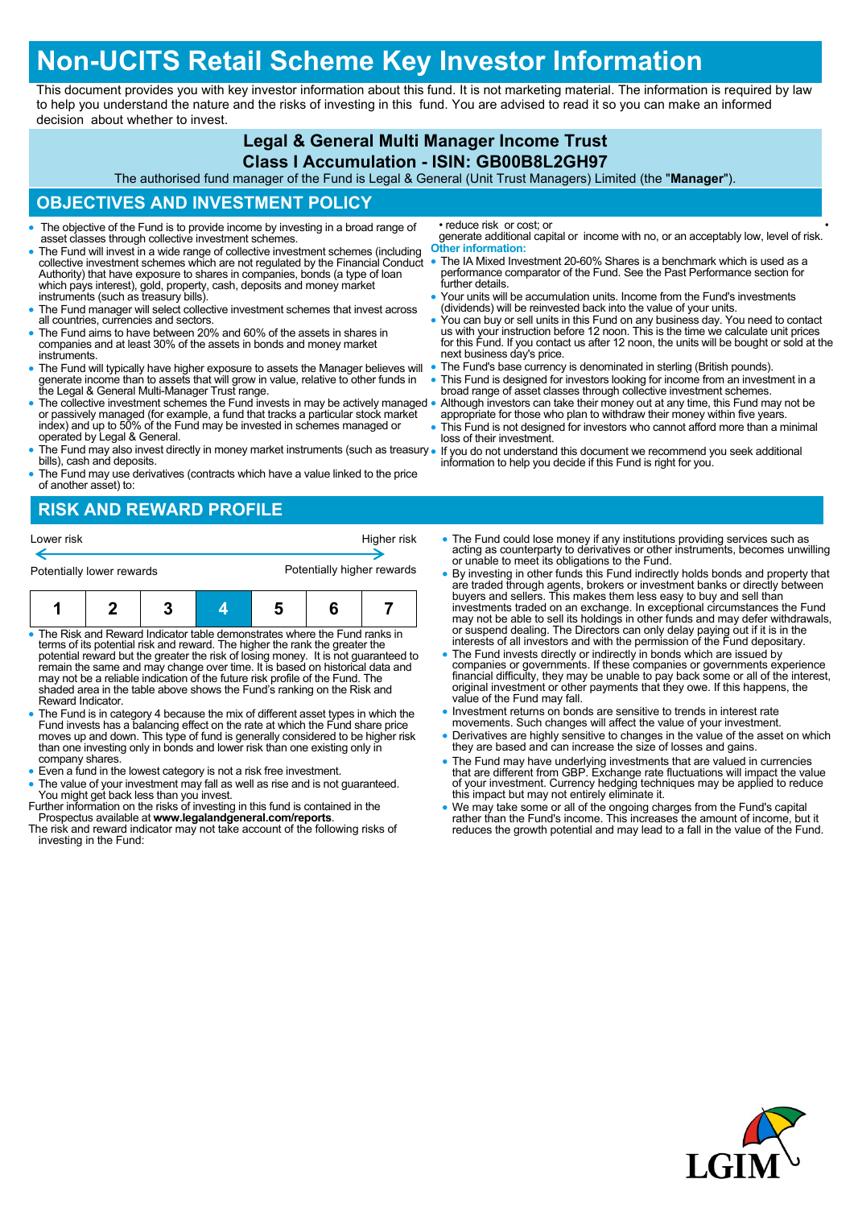# Non-UCITS Retail Scheme Key Investor Information

This document provides you with key investor information about this fund. It is not marketing material. The information is required by law to help you understand the nature and the risks of investing in this fund. You are advised to read it so you can make an informed decision about whether to invest.

**Legal & General Multi Manager Income Trust**

**Class I Accumulation - ISIN: GB00B8L2GH97**

The authorised fund manager of the Fund is Legal & General (Unit Trust Managers) Limited (the "**Manager**").

## OBJECTIVES AND INVESTMENT POLICY

- The objective of the Fund is to provide income by investing in a broad range of asset classes through collective investment schemes.
- The Fund will invest in a wide range of collective investment schemes (including collective investment schemes which are not regulated by the Financial Conduct Authority) that have exposure to shares in companies, bonds (a type of loan which pays interest), gold, property, cash, deposits and money market instruments (such as treasury bills).
- The Fund manager will select collective investment schemes that invest across all countries, currencies and sectors.
- The Fund aims to have between 20% and 60% of the assets in shares in companies and at least 30% of the assets in bonds and money market instruments.
- The Fund will typically have higher exposure to assets the Manager believes will generate income than to assets that will grow in value, relative to other funds in the Legal & General Multi-Manager Trust range.
- The collective investment schemes the Fund invests in may be actively managed or passively managed (for example, a fund that tracks a particular stock market index) and up to 50% of the Fund may be invested in schemes managed or operated by Legal & General.
- The Fund may also invest directly in money market instruments (such as treasury bills), cash and deposits.
- The Fund may use derivatives (contracts which have a value linked to the price of another asset) to:
  - reduce risk or cost; or
  - generate additional capital or income with no, or an acceptably low, level of risk.

**Other information:**

- The IA Mixed Investment 20-60% Shares is a benchmark which is used as a performance comparator of the Fund. See the Past Performance section for further details.
- Your units will be accumulation units. Income from the Fund's investments (dividends) will be reinvested back into the value of your units.
- You can buy or sell units in this Fund on any business day. You need to contact us with your instruction before 12 noon. This is the time we calculate unit prices for this Fund. If you contact us after 12 noon, the units will be bought or sold at the next business day's price.
- The Fund's base currency is denominated in sterling (British pounds).
- This Fund is designed for investors looking for income from an investment in a broad range of asset classes through collective investment schemes.
- Although investors can take their money out at any time, this Fund may not be appropriate for those who plan to withdraw their money within five years.
- This Fund is not designed for investors who cannot afford more than a minimal loss of their investment.
- If you do not understand this document we recommend you seek additional information to help you decide if this Fund is right for you.

## RISK AND REWARD PROFILE

| Lower risk | | | | | | Higher risk |
|---|---|---|---|---|---|---|
| Potentially lower rewards | | | | | | Potentially higher rewards |
| 1 | 2 | 3 | **4** | 5 | 6 | 7 |

- The Risk and Reward Indicator table demonstrates where the Fund ranks in terms of its potential risk and reward. The higher the rank the greater the potential reward but the greater the risk of losing money. It is not guaranteed to remain the same and may change over time. It is based on historical data and may not be a reliable indication of the future risk profile of the Fund. The shaded area in the table above shows the Fund's ranking on the Risk and Reward Indicator.
- The Fund is in category 4 because the mix of different asset types in which the Fund invests has a balancing effect on the rate at which the Fund share price moves up and down. This type of fund is generally considered to be higher risk than one investing only in bonds and lower risk than one existing only in company shares.
- Even a fund in the lowest category is not a risk free investment.
- The value of your investment may fall as well as rise and is not guaranteed. You might get back less than you invest.

Further information on the risks of investing in this fund is contained in the Prospectus available at **www.legalandgeneral.com/reports**.

The risk and reward indicator may not take account of the following risks of investing in the Fund:

- The Fund could lose money if any institutions providing services such as acting as counterparty to derivatives or other instruments, becomes unwilling or unable to meet its obligations to the Fund.
- By investing in other funds this Fund indirectly holds bonds and property that are traded through agents, brokers or investment banks or directly between buyers and sellers. This makes them less easy to buy and sell than investments traded on an exchange. In exceptional circumstances the Fund may not be able to sell its holdings in other funds and may defer withdrawals, or suspend dealing. The Directors can only delay paying out if it is in the interests of all investors and with the permission of the Fund depositary.
- The Fund invests directly or indirectly in bonds which are issued by companies or governments. If these companies or governments experience financial difficulty, they may be unable to pay back some or all of the interest, original investment or other payments that they owe. If this happens, the value of the Fund may fall.
- Investment returns on bonds are sensitive to trends in interest rate movements. Such changes will affect the value of your investment.
- Derivatives are highly sensitive to changes in the value of the asset on which they are based and can increase the size of losses and gains.
- The Fund may have underlying investments that are valued in currencies that are different from GBP. Exchange rate fluctuations will impact the value of your investment. Currency hedging techniques may be applied to reduce this impact but may not entirely eliminate it.
- We may take some or all of the ongoing charges from the Fund's capital rather than the Fund's income. This increases the amount of income, but it reduces the growth potential and may lead to a fall in the value of the Fund.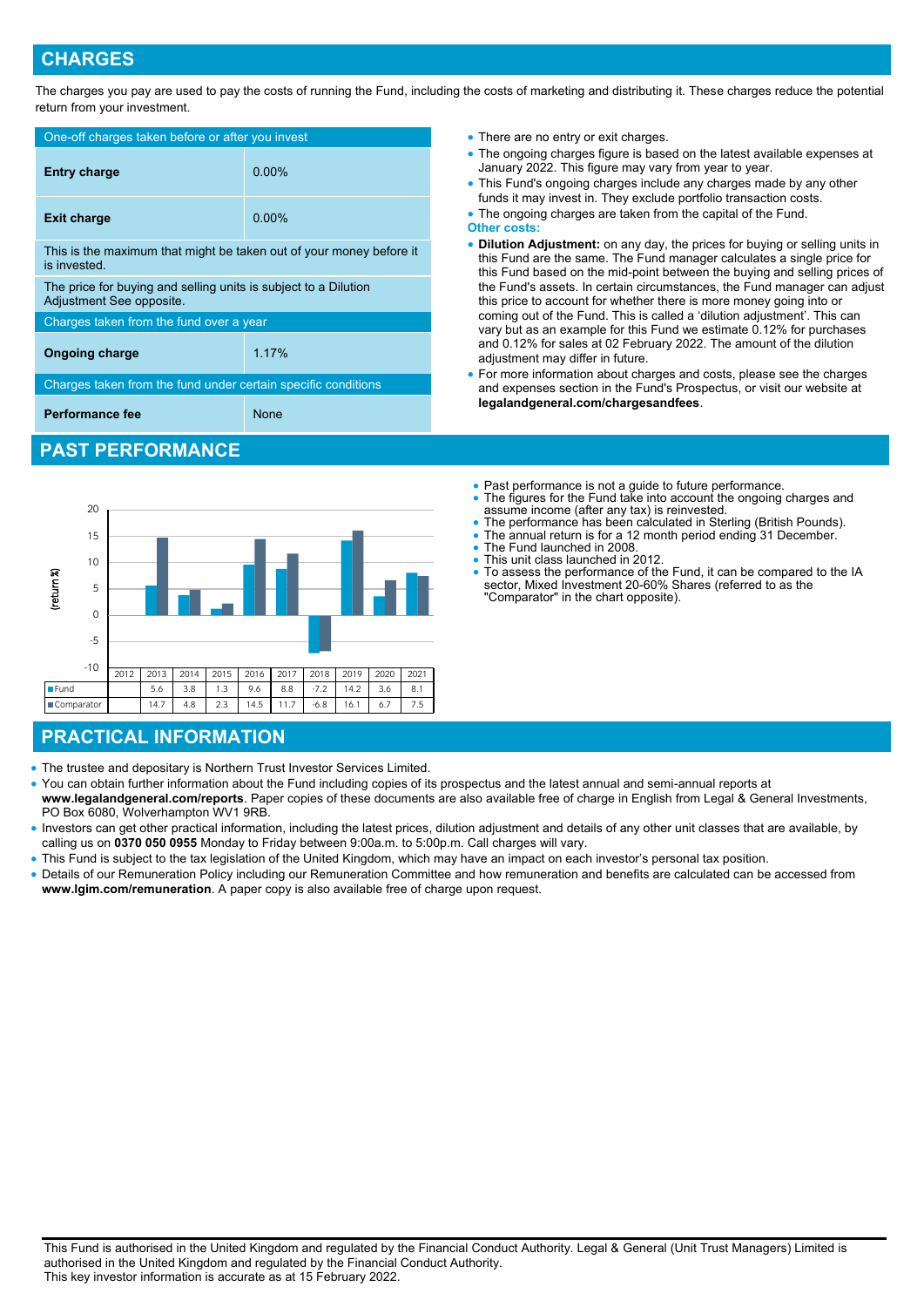## CHARGES

The charges you pay are used to pay the costs of running the Fund, including the costs of marketing and distributing it. These charges reduce the potential return from your investment.

| One-off charges taken before or after you invest | |
|---|---|
| **Entry charge** | 0.00% |
| **Exit charge** | 0.00% |
| This is the maximum that might be taken out of your money before it is invested. | |
| The price for buying and selling units is subject to a Dilution Adjustment See opposite. | |
| Charges taken from the fund over a year | |
| **Ongoing charge** | 1.17% |
| Charges taken from the fund under certain specific conditions | |
| **Performance fee** | None |

- There are no entry or exit charges.
- The ongoing charges figure is based on the latest available expenses at January 2022. This figure may vary from year to year.
- This Fund's ongoing charges include any charges made by any other funds it may invest in. They exclude portfolio transaction costs.
- The ongoing charges are taken from the capital of the Fund.

**Other costs:**

- **Dilution Adjustment:** on any day, the prices for buying or selling units in this Fund are the same. The Fund manager calculates a single price for this Fund based on the mid-point between the buying and selling prices of the Fund's assets. In certain circumstances, the Fund manager can adjust this price to account for whether there is more money going into or coming out of the Fund. This is called a 'dilution adjustment'. This can vary but as an example for this Fund we estimate 0.12% for purchases and 0.12% for sales at 02 February 2022. The amount of the dilution adjustment may differ in future.
- For more information about charges and costs, please see the charges and expenses section in the Fund's Prospectus, or visit our website at **legalandgeneral.com/chargesandfees**.

## PAST PERFORMANCE

(return %)

20
15
10
5
0
-5
-10

| | 2012 | 2013 | 2014 | 2015 | 2016 | 2017 | 2018 | 2019 | 2020 | 2021 |
|---|---|---|---|---|---|---|---|---|---|---|
| Fund | | 5.6 | 3.8 | 1.3 | 9.6 | 8.8 | -7.2 | 14.2 | 3.6 | 8.1 |
| Comparator | | 14.7 | 4.8 | 2.3 | 14.5 | 11.7 | -6.8 | 16.1 | 6.7 | 7.5 |

- Past performance is not a guide to future performance.
- The figures for the Fund take into account the ongoing charges and assume income (after any tax) is reinvested.
- The performance has been calculated in Sterling (British Pounds).
- The annual return is for a 12 month period ending 31 December.
- The Fund launched in 2008.
- This unit class launched in 2012.
- To assess the performance of the Fund, it can be compared to the IA sector, Mixed Investment 20-60% Shares (referred to as the "Comparator" in the chart opposite).

## PRACTICAL INFORMATION

- The trustee and depositary is Northern Trust Investor Services Limited.
- You can obtain further information about the Fund including copies of its prospectus and the latest annual and semi-annual reports at **www.legalandgeneral.com/reports**. Paper copies of these documents are also available free of charge in English from Legal & General Investments, PO Box 6080, Wolverhampton WV1 9RB.
- Investors can get other practical information, including the latest prices, dilution adjustment and details of any other unit classes that are available, by calling us on **0370 050 0955** Monday to Friday between 9:00a.m. to 5:00p.m. Call charges will vary.
- This Fund is subject to the tax legislation of the United Kingdom, which may have an impact on each investor's personal tax position.
- Details of our Remuneration Policy including our Remuneration Committee and how remuneration and benefits are calculated can be accessed from **www.lgim.com/remuneration**. A paper copy is also available free of charge upon request.

This Fund is authorised in the United Kingdom and regulated by the Financial Conduct Authority. Legal & General (Unit Trust Managers) Limited is authorised in the United Kingdom and regulated by the Financial Conduct Authority.
This key investor information is accurate as at 15 February 2022.